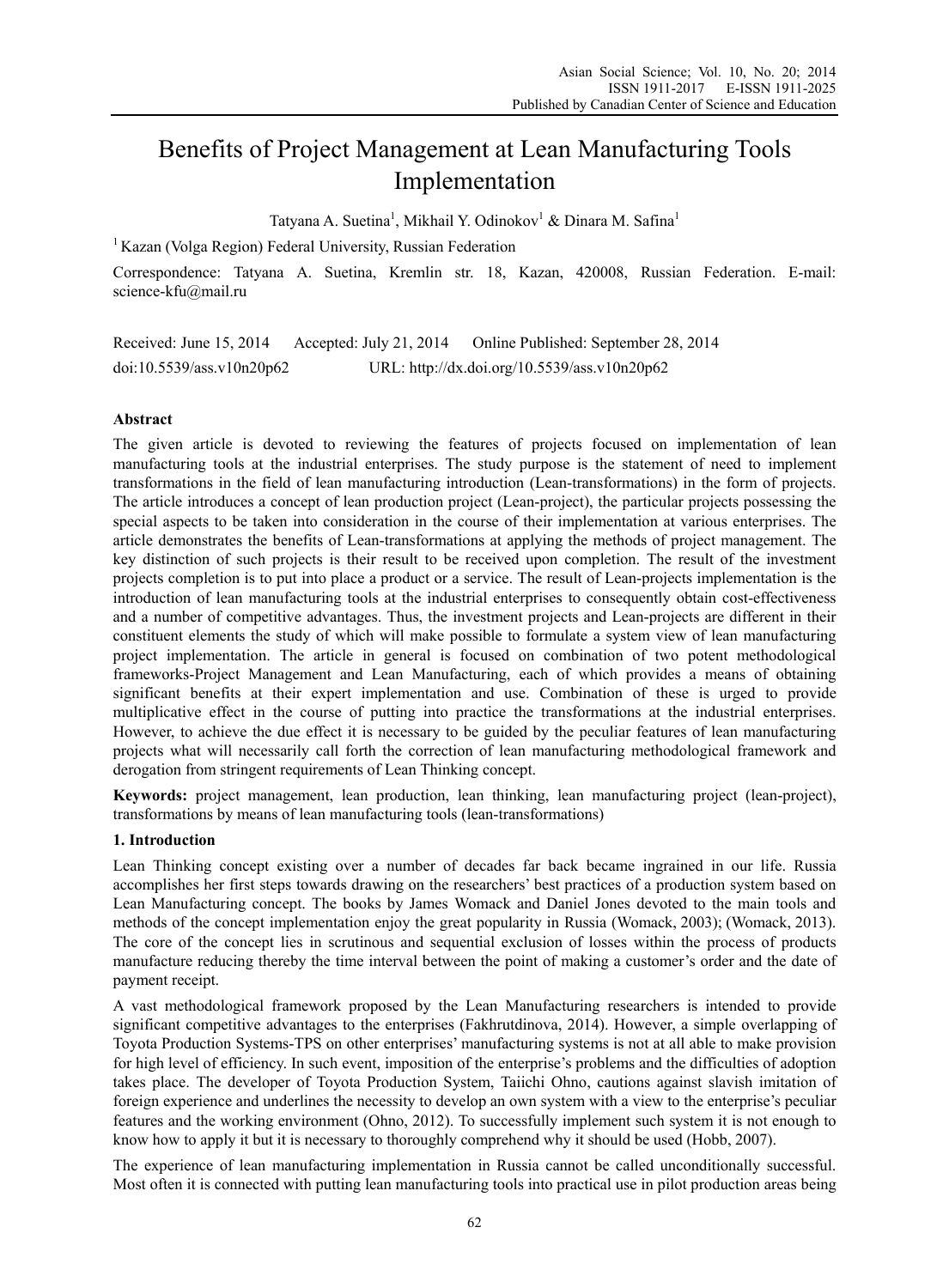# Benefits of Project Management at Lean Manufacturing Tools Implementation

Tatyana A. Suetina[1], Mikhail Y. Odinokov[1] & Dinara M. Safina[1]

[1] Kazan (Volga Region) Federal University, Russian Federation

Correspondence: Tatyana A. Suetina, Kremlin str. 18, Kazan, 420008, Russian Federation. E-mail: science-kfu@mail.ru

Received: June 15, 2014 Accepted: July 21, 2014 Online Published: September 28, 2014

doi:10.5539/ass.v10n20p62 URL: http://dx.doi.org/10.5539/ass.v10n20p62

## Abstract

The given article is devoted to reviewing the features of projects focused on implementation of lean manufacturing tools at the industrial enterprises. The study purpose is the statement of need to implement transformations in the field of lean manufacturing introduction (Lean-transformations) in the form of projects. The article introduces a concept of lean production project (Lean-project), the particular projects possessing the special aspects to be taken into consideration in the course of their implementation at various enterprises. The article demonstrates the benefits of Lean-transformations at applying the methods of project management. The key distinction of such projects is their result to be received upon completion. The result of the investment projects completion is to put into place a product or a service. The result of Lean-projects implementation is the introduction of lean manufacturing tools at the industrial enterprises to consequently obtain cost-effectiveness and a number of competitive advantages. Thus, the investment projects and Lean-projects are different in their constituent elements the study of which will make possible to formulate a system view of lean manufacturing project implementation. The article in general is focused on combination of two potent methodological frameworks-Project Management and Lean Manufacturing, each of which provides a means of obtaining significant benefits at their expert implementation and use. Combination of these is urged to provide multiplicative effect in the course of putting into practice the transformations at the industrial enterprises. However, to achieve the due effect it is necessary to be guided by the peculiar features of lean manufacturing projects what will necessarily call forth the correction of lean manufacturing methodological framework and derogation from stringent requirements of Lean Thinking concept.

**Keywords:** project management, lean production, lean thinking, lean manufacturing project (lean-project), transformations by means of lean manufacturing tools (lean-transformations)

## 1. Introduction

Lean Thinking concept existing over a number of decades far back became ingrained in our life. Russia accomplishes her first steps towards drawing on the researchers' best practices of a production system based on Lean Manufacturing concept. The books by James Womack and Daniel Jones devoted to the main tools and methods of the concept implementation enjoy the great popularity in Russia (Womack, 2003); (Womack, 2013). The core of the concept lies in scrutinous and sequential exclusion of losses within the process of products manufacture reducing thereby the time interval between the point of making a customer's order and the date of payment receipt.

A vast methodological framework proposed by the Lean Manufacturing researchers is intended to provide significant competitive advantages to the enterprises (Fakhrutdinova, 2014). However, a simple overlapping of Toyota Production Systems-TPS on other enterprises' manufacturing systems is not at all able to make provision for high level of efficiency. In such event, imposition of the enterprise's problems and the difficulties of adoption takes place. The developer of Toyota Production System, Taiichi Ohno, cautions against slavish imitation of foreign experience and underlines the necessity to develop an own system with a view to the enterprise's peculiar features and the working environment (Ohno, 2012). To successfully implement such system it is not enough to know how to apply it but it is necessary to thoroughly comprehend why it should be used (Hobb, 2007).

The experience of lean manufacturing implementation in Russia cannot be called unconditionally successful. Most often it is connected with putting lean manufacturing tools into practical use in pilot production areas being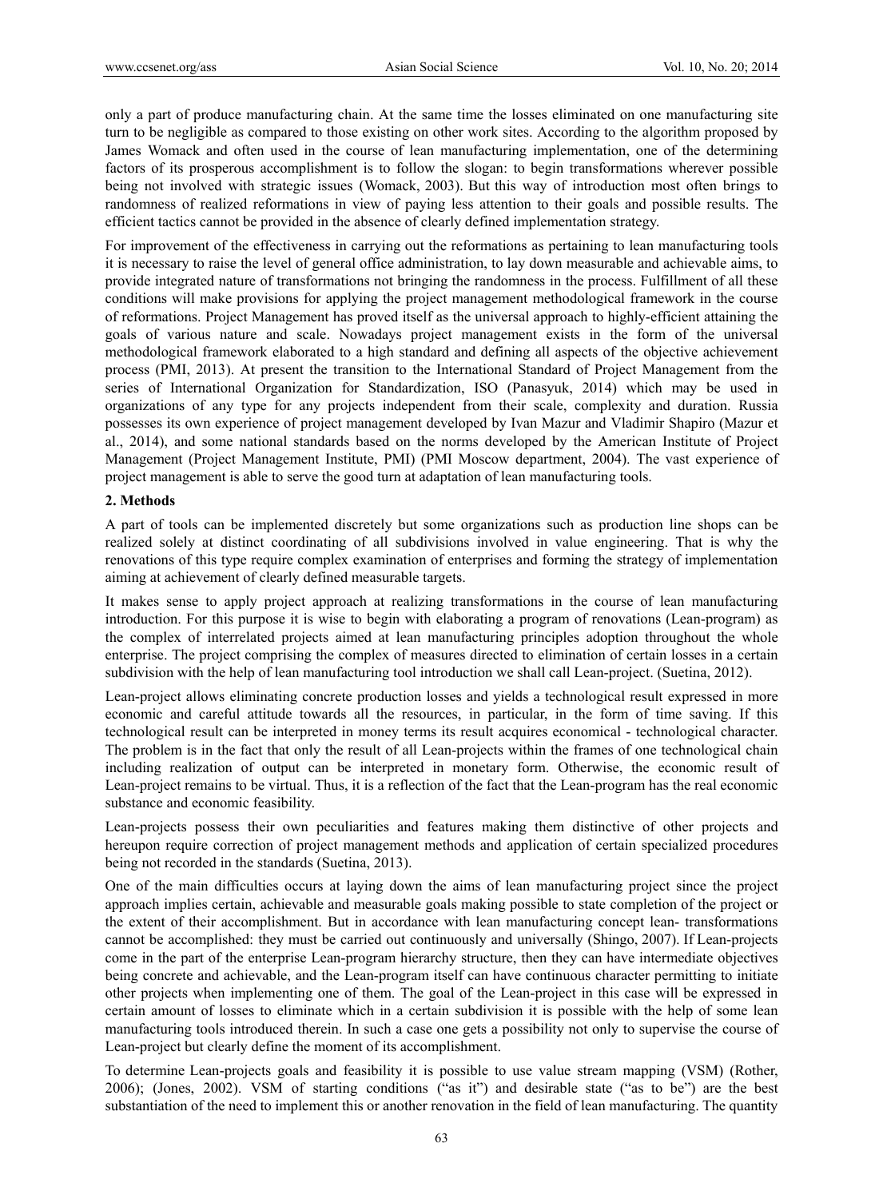only a part of produce manufacturing chain. At the same time the losses eliminated on one manufacturing site turn to be negligible as compared to those existing on other work sites. According to the algorithm proposed by James Womack and often used in the course of lean manufacturing implementation, one of the determining factors of its prosperous accomplishment is to follow the slogan: to begin transformations wherever possible being not involved with strategic issues (Womack, 2003). But this way of introduction most often brings to randomness of realized reformations in view of paying less attention to their goals and possible results. The efficient tactics cannot be provided in the absence of clearly defined implementation strategy.

For improvement of the effectiveness in carrying out the reformations as pertaining to lean manufacturing tools it is necessary to raise the level of general office administration, to lay down measurable and achievable aims, to provide integrated nature of transformations not bringing the randomness in the process. Fulfillment of all these conditions will make provisions for applying the project management methodological framework in the course of reformations. Project Management has proved itself as the universal approach to highly-efficient attaining the goals of various nature and scale. Nowadays project management exists in the form of the universal methodological framework elaborated to a high standard and defining all aspects of the objective achievement process (PMI, 2013). At present the transition to the International Standard of Project Management from the series of International Organization for Standardization, ISO (Panasyuk, 2014) which may be used in organizations of any type for any projects independent from their scale, complexity and duration. Russia possesses its own experience of project management developed by Ivan Mazur and Vladimir Shapiro (Mazur et al., 2014), and some national standards based on the norms developed by the American Institute of Project Management (Project Management Institute, PMI) (PMI Moscow department, 2004). The vast experience of project management is able to serve the good turn at adaptation of lean manufacturing tools.

## 2. Methods

A part of tools can be implemented discretely but some organizations such as production line shops can be realized solely at distinct coordinating of all subdivisions involved in value engineering. That is why the renovations of this type require complex examination of enterprises and forming the strategy of implementation aiming at achievement of clearly defined measurable targets.

It makes sense to apply project approach at realizing transformations in the course of lean manufacturing introduction. For this purpose it is wise to begin with elaborating a program of renovations (Lean-program) as the complex of interrelated projects aimed at lean manufacturing principles adoption throughout the whole enterprise. The project comprising the complex of measures directed to elimination of certain losses in a certain subdivision with the help of lean manufacturing tool introduction we shall call Lean-project. (Suetina, 2012).

Lean-project allows eliminating concrete production losses and yields a technological result expressed in more economic and careful attitude towards all the resources, in particular, in the form of time saving. If this technological result can be interpreted in money terms its result acquires economical - technological character. The problem is in the fact that only the result of all Lean-projects within the frames of one technological chain including realization of output can be interpreted in monetary form. Otherwise, the economic result of Lean-project remains to be virtual. Thus, it is a reflection of the fact that the Lean-program has the real economic substance and economic feasibility.

Lean-projects possess their own peculiarities and features making them distinctive of other projects and hereupon require correction of project management methods and application of certain specialized procedures being not recorded in the standards (Suetina, 2013).

One of the main difficulties occurs at laying down the aims of lean manufacturing project since the project approach implies certain, achievable and measurable goals making possible to state completion of the project or the extent of their accomplishment. But in accordance with lean manufacturing concept lean- transformations cannot be accomplished: they must be carried out continuously and universally (Shingo, 2007). If Lean-projects come in the part of the enterprise Lean-program hierarchy structure, then they can have intermediate objectives being concrete and achievable, and the Lean-program itself can have continuous character permitting to initiate other projects when implementing one of them. The goal of the Lean-project in this case will be expressed in certain amount of losses to eliminate which in a certain subdivision it is possible with the help of some lean manufacturing tools introduced therein. In such a case one gets a possibility not only to supervise the course of Lean-project but clearly define the moment of its accomplishment.

To determine Lean-projects goals and feasibility it is possible to use value stream mapping (VSM) (Rother, 2006); (Jones, 2002). VSM of starting conditions ("as it") and desirable state ("as to be") are the best substantiation of the need to implement this or another renovation in the field of lean manufacturing. The quantity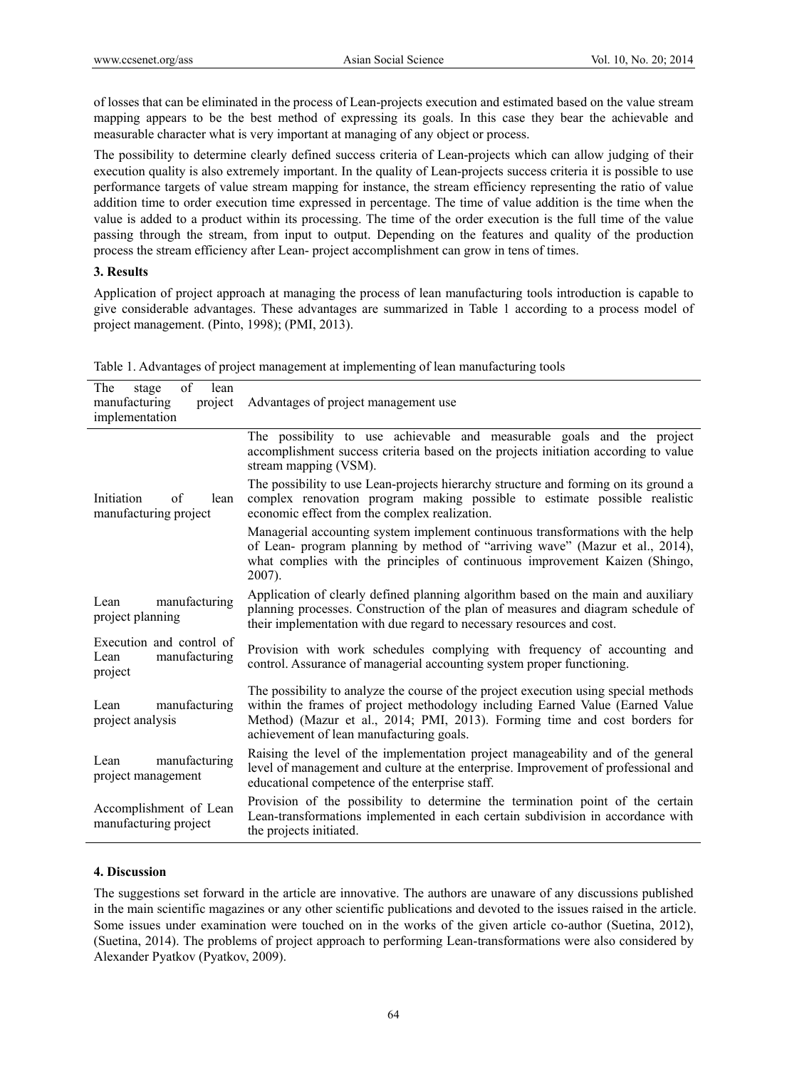of losses that can be eliminated in the process of Lean-projects execution and estimated based on the value stream mapping appears to be the best method of expressing its goals. In this case they bear the achievable and measurable character what is very important at managing of any object or process.

The possibility to determine clearly defined success criteria of Lean-projects which can allow judging of their execution quality is also extremely important. In the quality of Lean-projects success criteria it is possible to use performance targets of value stream mapping for instance, the stream efficiency representing the ratio of value addition time to order execution time expressed in percentage. The time of value addition is the time when the value is added to a product within its processing. The time of the order execution is the full time of the value passing through the stream, from input to output. Depending on the features and quality of the production process the stream efficiency after Lean- project accomplishment can grow in tens of times.

### 3. Results

Application of project approach at managing the process of lean manufacturing tools introduction is capable to give considerable advantages. These advantages are summarized in Table 1 according to a process model of project management. (Pinto, 1998); (PMI, 2013).

Table 1. Advantages of project management at implementing of lean manufacturing tools

| The stage of lean manufacturing project implementation | Advantages of project management use |
|---|---|
| Initiation of lean manufacturing project | The possibility to use achievable and measurable goals and the project accomplishment success criteria based on the projects initiation according to value stream mapping (VSM). |
| | The possibility to use Lean-projects hierarchy structure and forming on its ground a complex renovation program making possible to estimate possible realistic economic effect from the complex realization. |
| | Managerial accounting system implement continuous transformations with the help of Lean- program planning by method of "arriving wave" (Mazur et al., 2014), what complies with the principles of continuous improvement Kaizen (Shingo, 2007). |
| Lean manufacturing project planning | Application of clearly defined planning algorithm based on the main and auxiliary planning processes. Construction of the plan of measures and diagram schedule of their implementation with due regard to necessary resources and cost. |
| Execution and control of Lean manufacturing project | Provision with work schedules complying with frequency of accounting and control. Assurance of managerial accounting system proper functioning. |
| Lean manufacturing project analysis | The possibility to analyze the course of the project execution using special methods within the frames of project methodology including Earned Value (Earned Value Method) (Mazur et al., 2014; PMI, 2013). Forming time and cost borders for achievement of lean manufacturing goals. |
| Lean manufacturing project management | Raising the level of the implementation project manageability and of the general level of management and culture at the enterprise. Improvement of professional and educational competence of the enterprise staff. |
| Accomplishment of Lean manufacturing project | Provision of the possibility to determine the termination point of the certain Lean-transformations implemented in each certain subdivision in accordance with the projects initiated. |

### 4. Discussion

The suggestions set forward in the article are innovative. The authors are unaware of any discussions published in the main scientific magazines or any other scientific publications and devoted to the issues raised in the article. Some issues under examination were touched on in the works of the given article co-author (Suetina, 2012), (Suetina, 2014). The problems of project approach to performing Lean-transformations were also considered by Alexander Pyatkov (Pyatkov, 2009).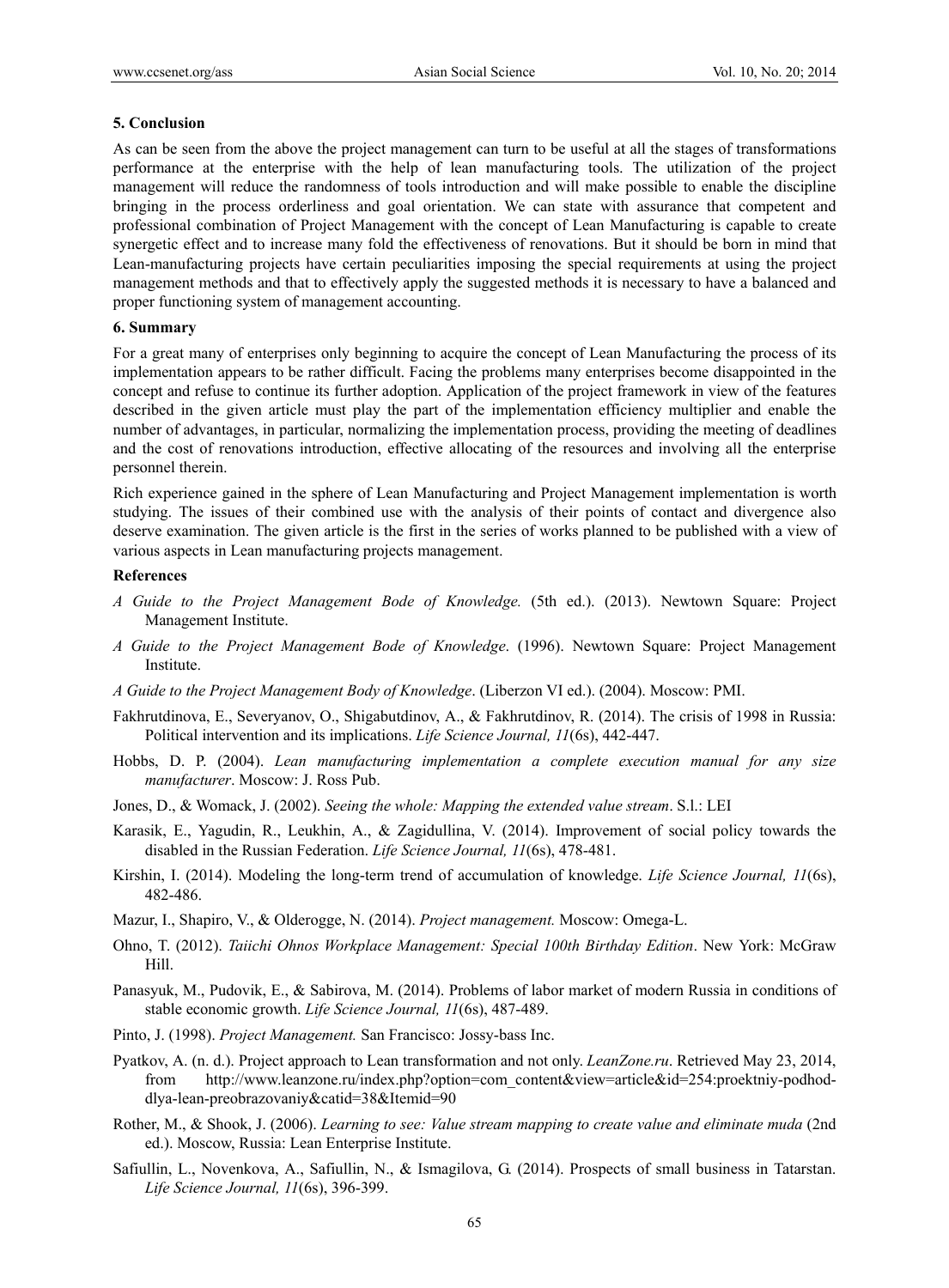### 5. Conclusion

As can be seen from the above the project management can turn to be useful at all the stages of transformations performance at the enterprise with the help of lean manufacturing tools. The utilization of the project management will reduce the randomness of tools introduction and will make possible to enable the discipline bringing in the process orderliness and goal orientation. We can state with assurance that competent and professional combination of Project Management with the concept of Lean Manufacturing is capable to create synergetic effect and to increase many fold the effectiveness of renovations. But it should be born in mind that Lean-manufacturing projects have certain peculiarities imposing the special requirements at using the project management methods and that to effectively apply the suggested methods it is necessary to have a balanced and proper functioning system of management accounting.

### 6. Summary

For a great many of enterprises only beginning to acquire the concept of Lean Manufacturing the process of its implementation appears to be rather difficult. Facing the problems many enterprises become disappointed in the concept and refuse to continue its further adoption. Application of the project framework in view of the features described in the given article must play the part of the implementation efficiency multiplier and enable the number of advantages, in particular, normalizing the implementation process, providing the meeting of deadlines and the cost of renovations introduction, effective allocating of the resources and involving all the enterprise personnel therein.

Rich experience gained in the sphere of Lean Manufacturing and Project Management implementation is worth studying. The issues of their combined use with the analysis of their points of contact and divergence also deserve examination. The given article is the first in the series of works planned to be published with a view of various aspects in Lean manufacturing projects management.

### References

*A Guide to the Project Management Bode of Knowledge.* (5th ed.). (2013). Newtown Square: Project Management Institute.

*A Guide to the Project Management Bode of Knowledge*. (1996). Newtown Square: Project Management Institute.

*A Guide to the Project Management Body of Knowledge*. (Liberzon VI ed.). (2004). Moscow: PMI.

Fakhrutdinova, E., Severyanov, O., Shigabutdinov, A., & Fakhrutdinov, R. (2014). The crisis of 1998 in Russia: Political intervention and its implications. *Life Science Journal, 11*(6s), 442-447.

Hobbs, D. P. (2004). *Lean manufacturing implementation a complete execution manual for any size manufacturer*. Moscow: J. Ross Pub.

Jones, D., & Womack, J. (2002). *Seeing the whole: Mapping the extended value stream*. S.l.: LEI

Karasik, E., Yagudin, R., Leukhin, A., & Zagidullina, V. (2014). Improvement of social policy towards the disabled in the Russian Federation. *Life Science Journal, 11*(6s), 478-481.

Kirshin, I. (2014). Modeling the long-term trend of accumulation of knowledge. *Life Science Journal, 11*(6s), 482-486.

Mazur, I., Shapiro, V., & Olderogge, N. (2014). *Project management.* Moscow: Omega-L.

Ohno, T. (2012). *Taiichi Ohnos Workplace Management: Special 100th Birthday Edition*. New York: McGraw Hill.

Panasyuk, M., Pudovik, E., & Sabirova, M. (2014). Problems of labor market of modern Russia in conditions of stable economic growth. *Life Science Journal, 11*(6s), 487-489.

Pinto, J. (1998). *Project Management.* San Francisco: Jossy-bass Inc.

Pyatkov, A. (n. d.). Project approach to Lean transformation and not only. *LeanZone.ru*. Retrieved May 23, 2014, from http://www.leanzone.ru/index.php?option=com_content&view=article&id=254:proektniy-podhod-dlya-lean-preobrazovaniy&catid=38&Itemid=90

Rother, M., & Shook, J. (2006). *Learning to see: Value stream mapping to create value and eliminate muda* (2nd ed.). Moscow, Russia: Lean Enterprise Institute.

Safiullin, L., Novenkova, A., Safiullin, N., & Ismagilova, G. (2014). Prospects of small business in Tatarstan. *Life Science Journal, 11*(6s), 396-399.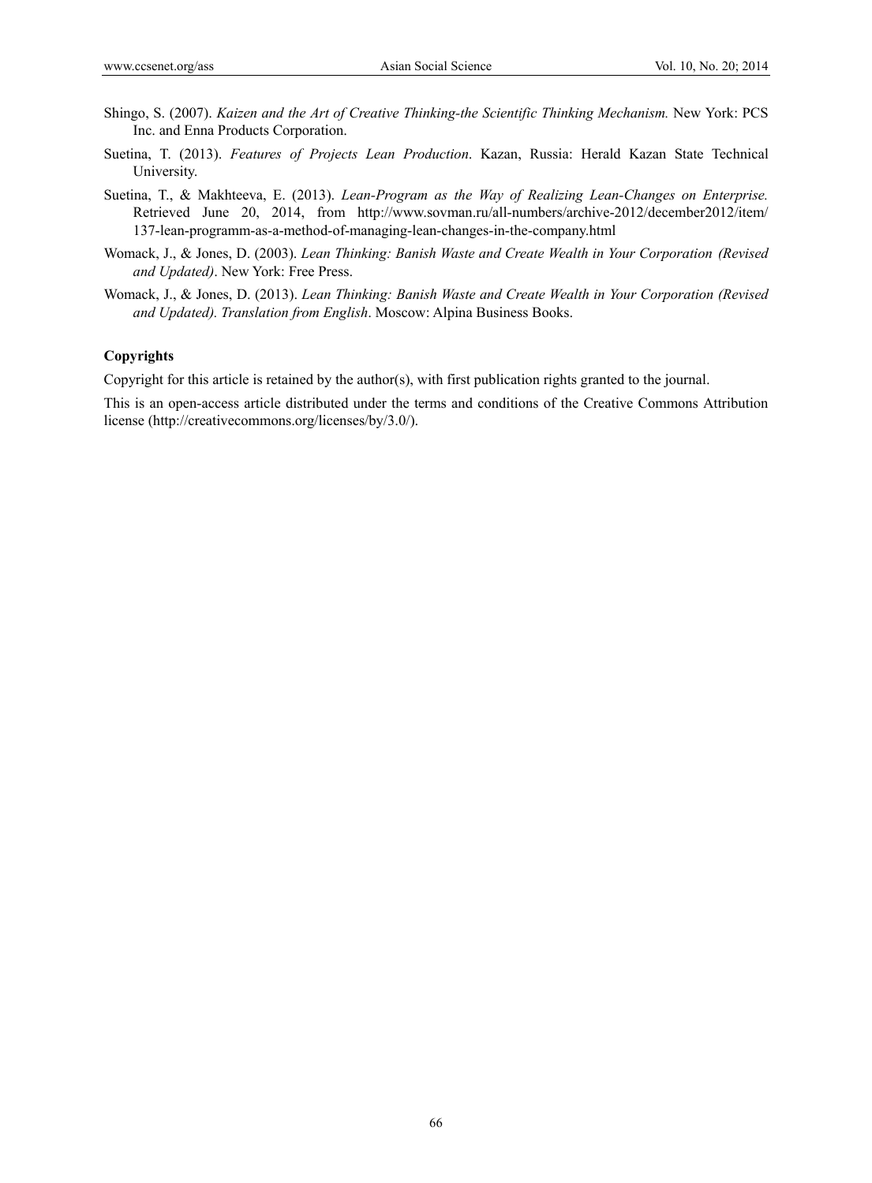Shingo, S. (2007). *Kaizen and the Art of Creative Thinking-the Scientific Thinking Mechanism.* New York: PCS Inc. and Enna Products Corporation.

Suetina, T. (2013). *Features of Projects Lean Production*. Kazan, Russia: Herald Kazan State Technical University.

Suetina, T., & Makhteeva, E. (2013). *Lean-Program as the Way of Realizing Lean-Changes on Enterprise.* Retrieved June 20, 2014, from http://www.sovman.ru/all-numbers/archive-2012/december2012/item/137-lean-programm-as-a-method-of-managing-lean-changes-in-the-company.html

Womack, J., & Jones, D. (2003). *Lean Thinking: Banish Waste and Create Wealth in Your Corporation (Revised and Updated)*. New York: Free Press.

Womack, J., & Jones, D. (2013). *Lean Thinking: Banish Waste and Create Wealth in Your Corporation (Revised and Updated). Translation from English*. Moscow: Alpina Business Books.

**Copyrights**

Copyright for this article is retained by the author(s), with first publication rights granted to the journal.

This is an open-access article distributed under the terms and conditions of the Creative Commons Attribution license (http://creativecommons.org/licenses/by/3.0/).